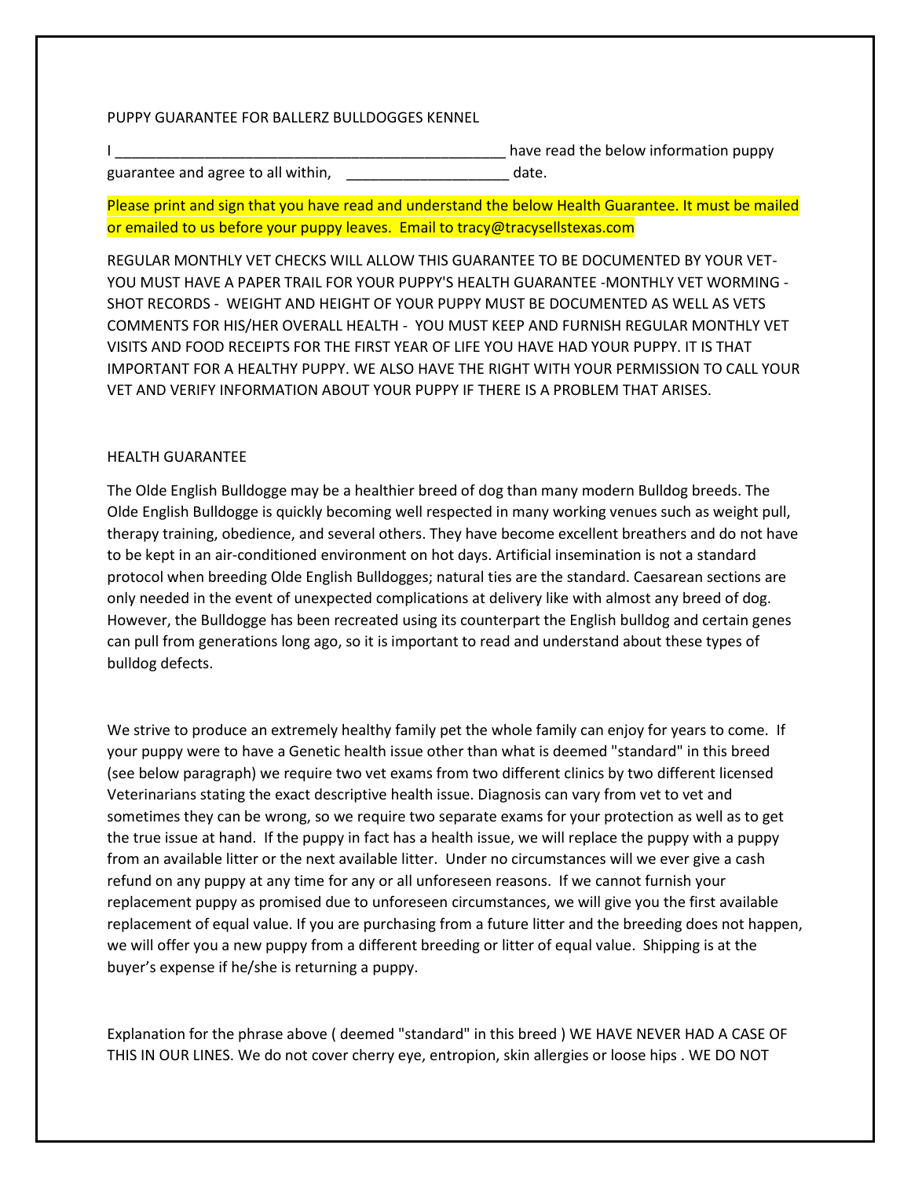PUPPY GUARANTEE FOR BALLERZ BULLDOGGES KENNEL

I _________________________________________________ have read the below information puppy guarantee and agree to all within, ____________________ date.

Please print and sign that you have read and understand the below Health Guarantee. It must be mailed or emailed to us before your puppy leaves. Email to tracy@tracysellstexas.com

REGULAR MONTHLY VET CHECKS WILL ALLOW THIS GUARANTEE TO BE DOCUMENTED BY YOUR VET- YOU MUST HAVE A PAPER TRAIL FOR YOUR PUPPY'S HEALTH GUARANTEE -MONTHLY VET WORMING - SHOT RECORDS - WEIGHT AND HEIGHT OF YOUR PUPPY MUST BE DOCUMENTED AS WELL AS VETS COMMENTS FOR HIS/HER OVERALL HEALTH - YOU MUST KEEP AND FURNISH REGULAR MONTHLY VET VISITS AND FOOD RECEIPTS FOR THE FIRST YEAR OF LIFE YOU HAVE HAD YOUR PUPPY. IT IS THAT IMPORTANT FOR A HEALTHY PUPPY. WE ALSO HAVE THE RIGHT WITH YOUR PERMISSION TO CALL YOUR VET AND VERIFY INFORMATION ABOUT YOUR PUPPY IF THERE IS A PROBLEM THAT ARISES.

HEALTH GUARANTEE

The Olde English Bulldogge may be a healthier breed of dog than many modern Bulldog breeds. The Olde English Bulldogge is quickly becoming well respected in many working venues such as weight pull, therapy training, obedience, and several others. They have become excellent breathers and do not have to be kept in an air-conditioned environment on hot days. Artificial insemination is not a standard protocol when breeding Olde English Bulldogges; natural ties are the standard. Caesarean sections are only needed in the event of unexpected complications at delivery like with almost any breed of dog. However, the Bulldogge has been recreated using its counterpart the English bulldog and certain genes can pull from generations long ago, so it is important to read and understand about these types of bulldog defects.

We strive to produce an extremely healthy family pet the whole family can enjoy for years to come. If your puppy were to have a Genetic health issue other than what is deemed "standard" in this breed (see below paragraph) we require two vet exams from two different clinics by two different licensed Veterinarians stating the exact descriptive health issue. Diagnosis can vary from vet to vet and sometimes they can be wrong, so we require two separate exams for your protection as well as to get the true issue at hand. If the puppy in fact has a health issue, we will replace the puppy with a puppy from an available litter or the next available litter. Under no circumstances will we ever give a cash refund on any puppy at any time for any or all unforeseen reasons. If we cannot furnish your replacement puppy as promised due to unforeseen circumstances, we will give you the first available replacement of equal value. If you are purchasing from a future litter and the breeding does not happen, we will offer you a new puppy from a different breeding or litter of equal value. Shipping is at the buyer's expense if he/she is returning a puppy.

Explanation for the phrase above ( deemed "standard" in this breed ) WE HAVE NEVER HAD A CASE OF THIS IN OUR LINES. We do not cover cherry eye, entropion, skin allergies or loose hips . WE DO NOT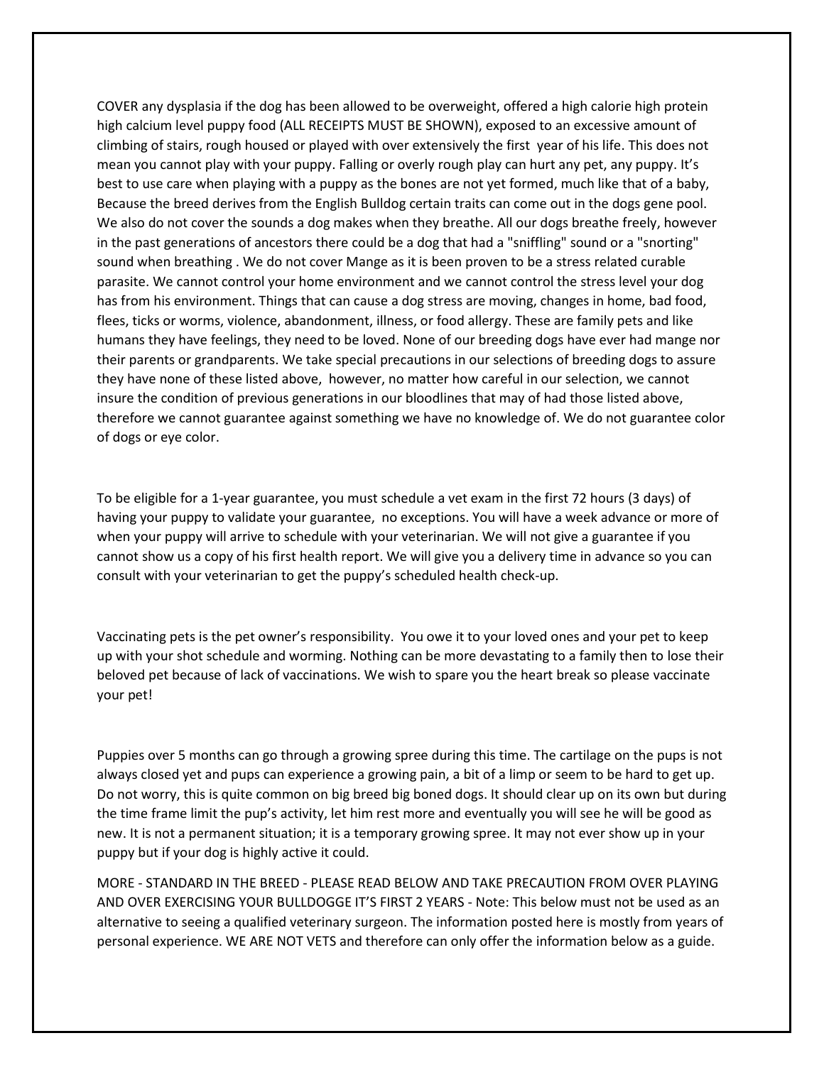COVER any dysplasia if the dog has been allowed to be overweight, offered a high calorie high protein high calcium level puppy food (ALL RECEIPTS MUST BE SHOWN), exposed to an excessive amount of climbing of stairs, rough housed or played with over extensively the first year of his life. This does not mean you cannot play with your puppy. Falling or overly rough play can hurt any pet, any puppy. It's best to use care when playing with a puppy as the bones are not yet formed, much like that of a baby, Because the breed derives from the English Bulldog certain traits can come out in the dogs gene pool. We also do not cover the sounds a dog makes when they breathe. All our dogs breathe freely, however in the past generations of ancestors there could be a dog that had a "sniffling" sound or a "snorting" sound when breathing . We do not cover Mange as it is been proven to be a stress related curable parasite. We cannot control your home environment and we cannot control the stress level your dog has from his environment. Things that can cause a dog stress are moving, changes in home, bad food, flees, ticks or worms, violence, abandonment, illness, or food allergy. These are family pets and like humans they have feelings, they need to be loved. None of our breeding dogs have ever had mange nor their parents or grandparents. We take special precautions in our selections of breeding dogs to assure they have none of these listed above, however, no matter how careful in our selection, we cannot insure the condition of previous generations in our bloodlines that may of had those listed above, therefore we cannot guarantee against something we have no knowledge of. We do not guarantee color of dogs or eye color.

To be eligible for a 1-year guarantee, you must schedule a vet exam in the first 72 hours (3 days) of having your puppy to validate your guarantee, no exceptions. You will have a week advance or more of when your puppy will arrive to schedule with your veterinarian. We will not give a guarantee if you cannot show us a copy of his first health report. We will give you a delivery time in advance so you can consult with your veterinarian to get the puppy's scheduled health check-up.

Vaccinating pets is the pet owner's responsibility. You owe it to your loved ones and your pet to keep up with your shot schedule and worming. Nothing can be more devastating to a family then to lose their beloved pet because of lack of vaccinations. We wish to spare you the heart break so please vaccinate your pet!

Puppies over 5 months can go through a growing spree during this time. The cartilage on the pups is not always closed yet and pups can experience a growing pain, a bit of a limp or seem to be hard to get up. Do not worry, this is quite common on big breed big boned dogs. It should clear up on its own but during the time frame limit the pup's activity, let him rest more and eventually you will see he will be good as new. It is not a permanent situation; it is a temporary growing spree. It may not ever show up in your puppy but if your dog is highly active it could.

MORE - STANDARD IN THE BREED - PLEASE READ BELOW AND TAKE PRECAUTION FROM OVER PLAYING AND OVER EXERCISING YOUR BULLDOGGE IT'S FIRST 2 YEARS - Note: This below must not be used as an alternative to seeing a qualified veterinary surgeon. The information posted here is mostly from years of personal experience. WE ARE NOT VETS and therefore can only offer the information below as a guide.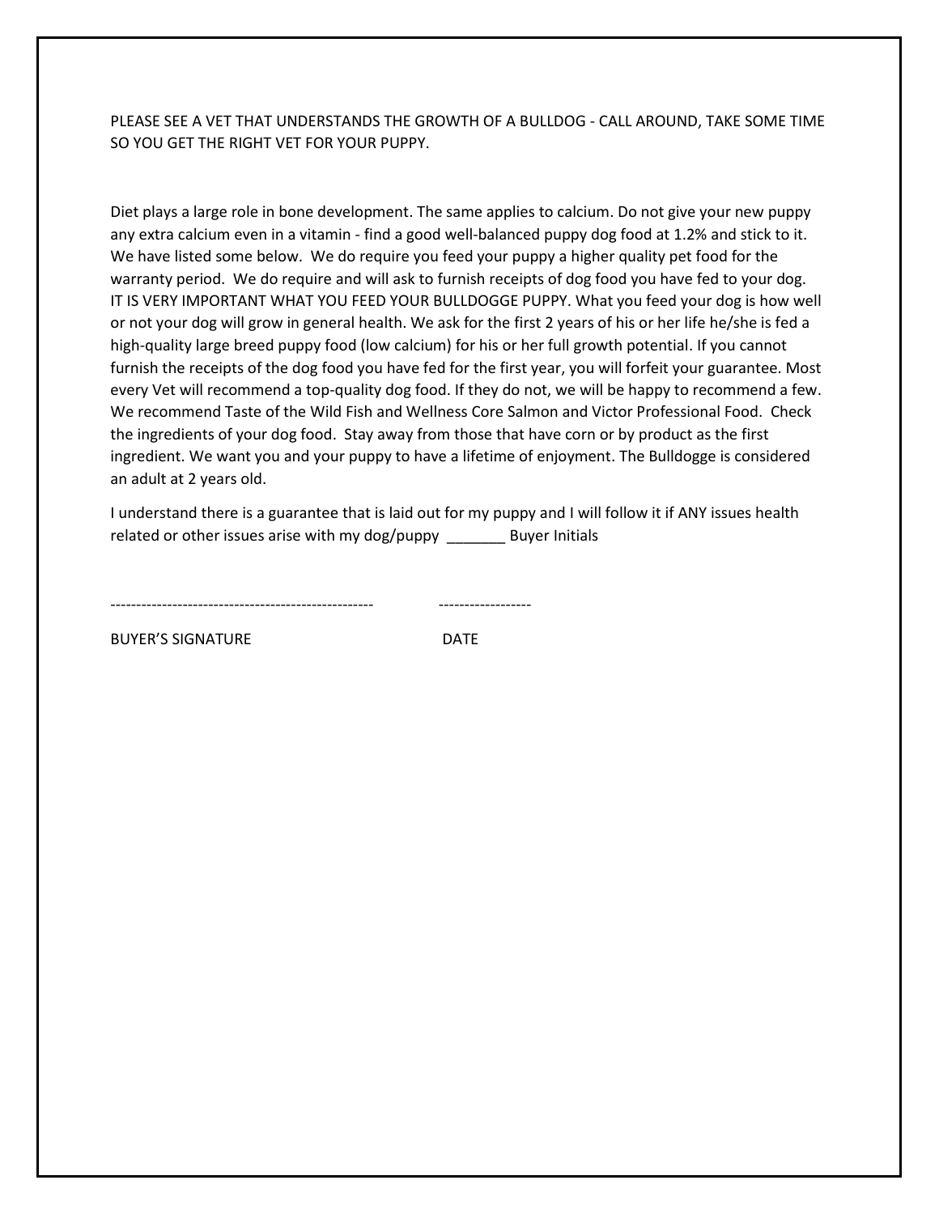PLEASE SEE A VET THAT UNDERSTANDS THE GROWTH OF A BULLDOG - CALL AROUND, TAKE SOME TIME SO YOU GET THE RIGHT VET FOR YOUR PUPPY.

Diet plays a large role in bone development. The same applies to calcium. Do not give your new puppy any extra calcium even in a vitamin - find a good well-balanced puppy dog food at 1.2% and stick to it. We have listed some below. We do require you feed your puppy a higher quality pet food for the warranty period. We do require and will ask to furnish receipts of dog food you have fed to your dog. IT IS VERY IMPORTANT WHAT YOU FEED YOUR BULLDOGGE PUPPY. What you feed your dog is how well or not your dog will grow in general health. We ask for the first 2 years of his or her life he/she is fed a high-quality large breed puppy food (low calcium) for his or her full growth potential. If you cannot furnish the receipts of the dog food you have fed for the first year, you will forfeit your guarantee. Most every Vet will recommend a top-quality dog food. If they do not, we will be happy to recommend a few. We recommend Taste of the Wild Fish and Wellness Core Salmon and Victor Professional Food. Check the ingredients of your dog food. Stay away from those that have corn or by product as the first ingredient. We want you and your puppy to have a lifetime of enjoyment. The Bulldogge is considered an adult at 2 years old.

I understand there is a guarantee that is laid out for my puppy and I will follow it if ANY issues health related or other issues arise with my dog/puppy _______ Buyer Initials

--------------------------------------------------- ------------------

BUYER'S SIGNATURE DATE